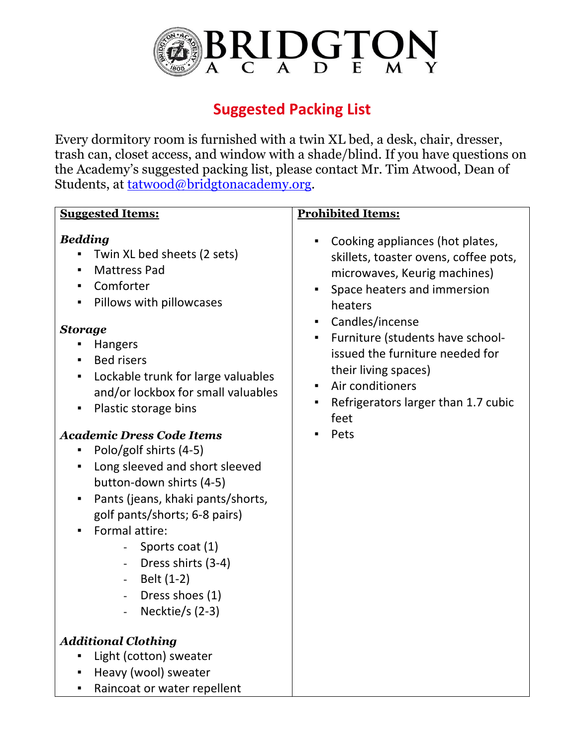# BRIDGTON ACADEMY

## Suggested Packing List

Every dormitory room is furnished with a twin XL bed, a desk, chair, dresser, trash can, closet access, and window with a shade/blind. If you have questions on the Academy's suggested packing list, please contact Mr. Tim Atwood, Dean of Students, at tatwood@bridgtonacademy.org.

### Suggested Items:

***Bedding***

- Twin XL bed sheets (2 sets)
- Mattress Pad
- Comforter
- Pillows with pillowcases

***Storage***

- Hangers
- Bed risers
- Lockable trunk for large valuables and/or lockbox for small valuables
- Plastic storage bins

***Academic Dress Code Items***

- Polo/golf shirts (4-5)
- Long sleeved and short sleeved button-down shirts (4-5)
- Pants (jeans, khaki pants/shorts, golf pants/shorts; 6-8 pairs)
- Formal attire:
  - Sports coat (1)
  - Dress shirts (3-4)
  - Belt (1-2)
  - Dress shoes (1)
  - Necktie/s (2-3)

***Additional Clothing***

- Light (cotton) sweater
- Heavy (wool) sweater
- Raincoat or water repellent

### Prohibited Items:

- Cooking appliances (hot plates, skillets, toaster ovens, coffee pots, microwaves, Keurig machines)
- Space heaters and immersion heaters
- Candles/incense
- Furniture (students have school-issued the furniture needed for their living spaces)
- Air conditioners
- Refrigerators larger than 1.7 cubic feet
- Pets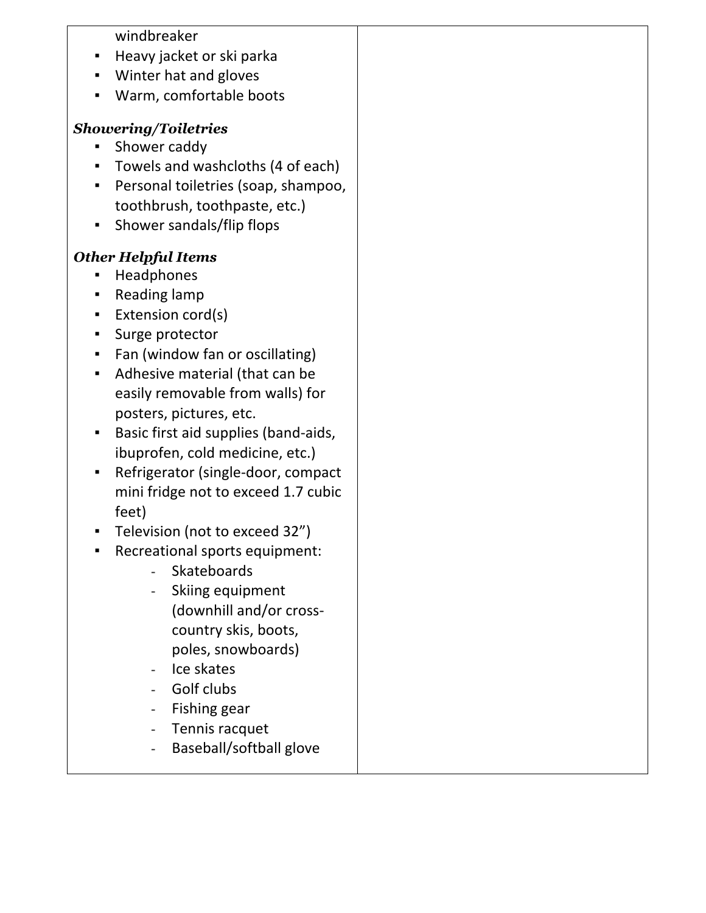windbreaker

- Heavy jacket or ski parka
- Winter hat and gloves
- Warm, comfortable boots

***Showering/Toiletries***

- Shower caddy
- Towels and washcloths (4 of each)
- Personal toiletries (soap, shampoo, toothbrush, toothpaste, etc.)
- Shower sandals/flip flops

***Other Helpful Items***

- Headphones
- Reading lamp
- Extension cord(s)
- Surge protector
- Fan (window fan or oscillating)
- Adhesive material (that can be easily removable from walls) for posters, pictures, etc.
- Basic first aid supplies (band-aids, ibuprofen, cold medicine, etc.)
- Refrigerator (single-door, compact mini fridge not to exceed 1.7 cubic feet)
- Television (not to exceed 32")
- Recreational sports equipment:
  - Skateboards
  - Skiing equipment (downhill and/or cross-country skis, boots, poles, snowboards)
  - Ice skates
  - Golf clubs
  - Fishing gear
  - Tennis racquet
  - Baseball/softball glove